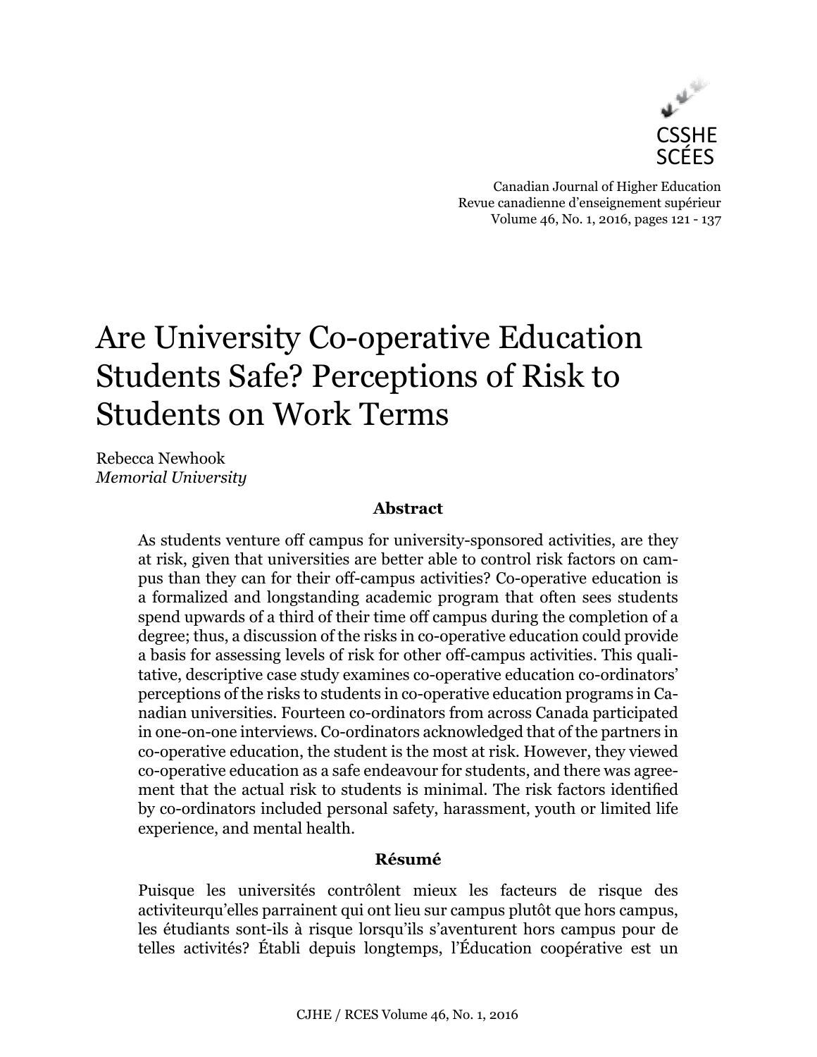# Are University Co-operative Education Students Safe? Perceptions of Risk to Students on Work Terms

Rebecca Newhook
*Memorial University*

### Abstract

As students venture off campus for university-sponsored activities, are they at risk, given that universities are better able to control risk factors on campus than they can for their off-campus activities? Co-operative education is a formalized and longstanding academic program that often sees students spend upwards of a third of their time off campus during the completion of a degree; thus, a discussion of the risks in co-operative education could provide a basis for assessing levels of risk for other off-campus activities. This qualitative, descriptive case study examines co-operative education co-ordinators' perceptions of the risks to students in co-operative education programs in Canadian universities. Fourteen co-ordinators from across Canada participated in one-on-one interviews. Co-ordinators acknowledged that of the partners in co-operative education, the student is the most at risk. However, they viewed co-operative education as a safe endeavour for students, and there was agreement that the actual risk to students is minimal. The risk factors identified by co-ordinators included personal safety, harassment, youth or limited life experience, and mental health.

### Résumé

Puisque les universités contrôlent mieux les facteurs de risque des activiteurqu'elles parrainent qui ont lieu sur campus plutôt que hors campus, les étudiants sont-ils à risque lorsqu'ils s'aventurent hors campus pour de telles activités? Établi depuis longtemps, l'Éducation coopérative est un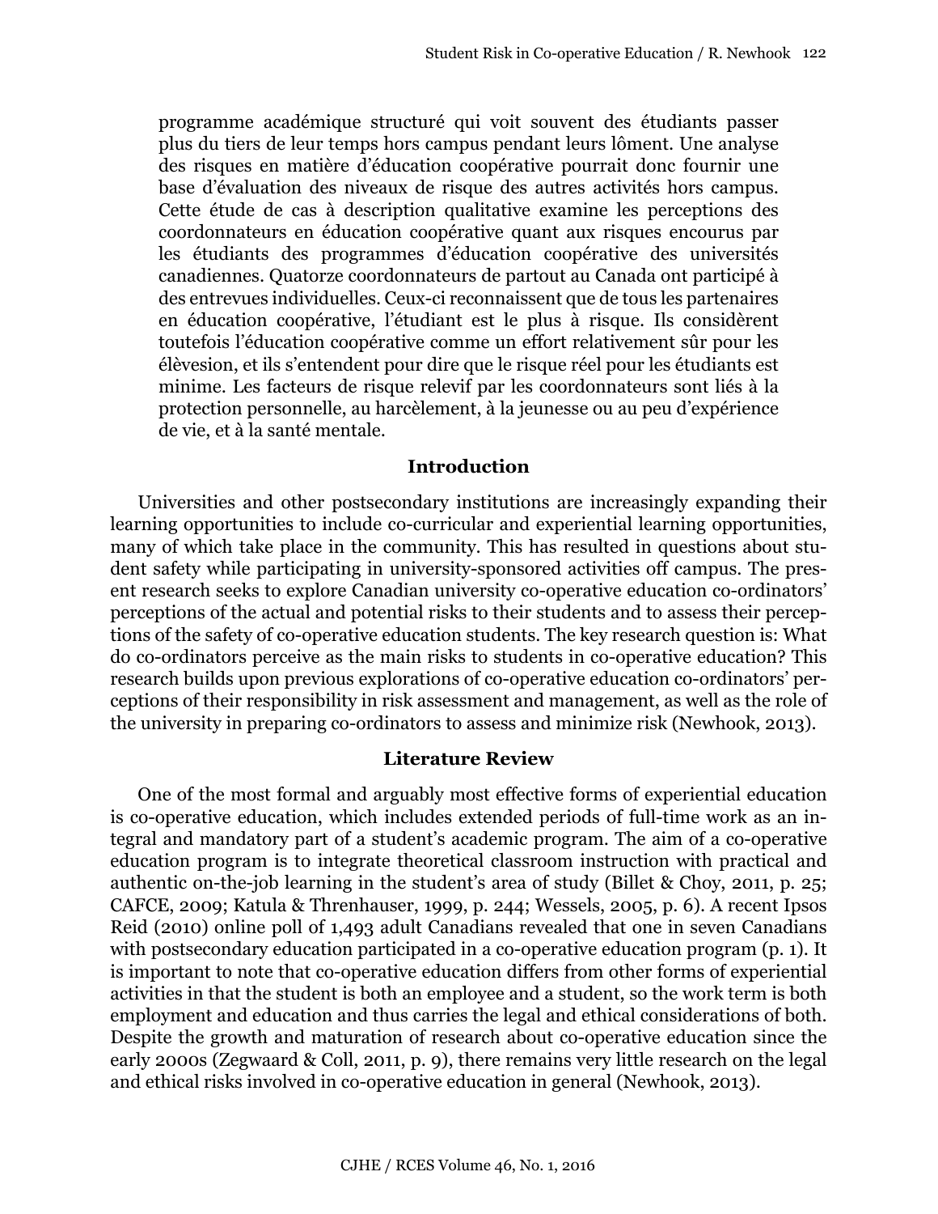programme académique structuré qui voit souvent des étudiants passer plus du tiers de leur temps hors campus pendant leurs lôment. Une analyse des risques en matière d'éducation coopérative pourrait donc fournir une base d'évaluation des niveaux de risque des autres activités hors campus. Cette étude de cas à description qualitative examine les perceptions des coordonnateurs en éducation coopérative quant aux risques encourus par les étudiants des programmes d'éducation coopérative des universités canadiennes. Quatorze coordonnateurs de partout au Canada ont participé à des entrevues individuelles. Ceux-ci reconnaissent que de tous les partenaires en éducation coopérative, l'étudiant est le plus à risque. Ils considèrent toutefois l'éducation coopérative comme un effort relativement sûr pour les élèvesion, et ils s'entendent pour dire que le risque réel pour les étudiants est minime. Les facteurs de risque relevif par les coordonnateurs sont liés à la protection personnelle, au harcèlement, à la jeunesse ou au peu d'expérience de vie, et à la santé mentale.

## Introduction

Universities and other postsecondary institutions are increasingly expanding their learning opportunities to include co-curricular and experiential learning opportunities, many of which take place in the community. This has resulted in questions about student safety while participating in university-sponsored activities off campus. The present research seeks to explore Canadian university co-operative education co-ordinators' perceptions of the actual and potential risks to their students and to assess their perceptions of the safety of co-operative education students. The key research question is: What do co-ordinators perceive as the main risks to students in co-operative education? This research builds upon previous explorations of co-operative education co-ordinators' perceptions of their responsibility in risk assessment and management, as well as the role of the university in preparing co-ordinators to assess and minimize risk (Newhook, 2013).

## Literature Review

One of the most formal and arguably most effective forms of experiential education is co-operative education, which includes extended periods of full-time work as an integral and mandatory part of a student's academic program. The aim of a co-operative education program is to integrate theoretical classroom instruction with practical and authentic on-the-job learning in the student's area of study (Billet & Choy, 2011, p. 25; CAFCE, 2009; Katula & Threnhauser, 1999, p. 244; Wessels, 2005, p. 6). A recent Ipsos Reid (2010) online poll of 1,493 adult Canadians revealed that one in seven Canadians with postsecondary education participated in a co-operative education program (p. 1). It is important to note that co-operative education differs from other forms of experiential activities in that the student is both an employee and a student, so the work term is both employment and education and thus carries the legal and ethical considerations of both. Despite the growth and maturation of research about co-operative education since the early 2000s (Zegwaard & Coll, 2011, p. 9), there remains very little research on the legal and ethical risks involved in co-operative education in general (Newhook, 2013).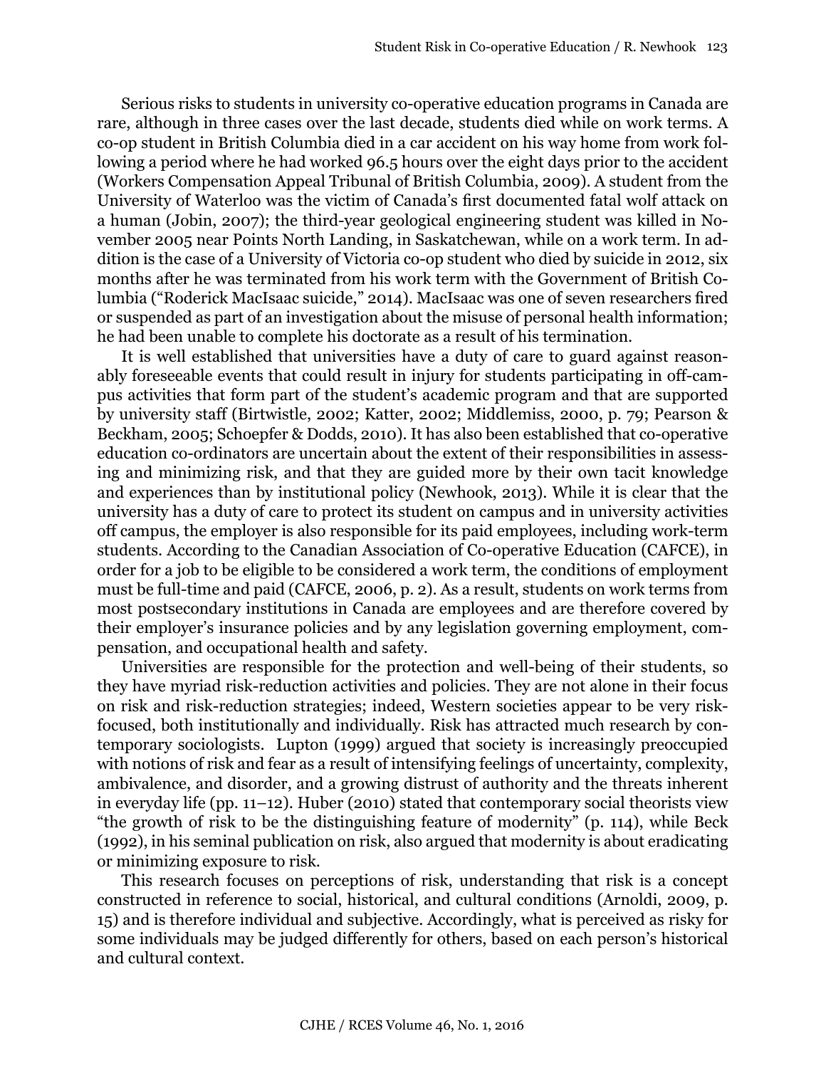Serious risks to students in university co-operative education programs in Canada are rare, although in three cases over the last decade, students died while on work terms. A co-op student in British Columbia died in a car accident on his way home from work following a period where he had worked 96.5 hours over the eight days prior to the accident (Workers Compensation Appeal Tribunal of British Columbia, 2009). A student from the University of Waterloo was the victim of Canada's first documented fatal wolf attack on a human (Jobin, 2007); the third-year geological engineering student was killed in November 2005 near Points North Landing, in Saskatchewan, while on a work term. In addition is the case of a University of Victoria co-op student who died by suicide in 2012, six months after he was terminated from his work term with the Government of British Columbia ("Roderick MacIsaac suicide," 2014). MacIsaac was one of seven researchers fired or suspended as part of an investigation about the misuse of personal health information; he had been unable to complete his doctorate as a result of his termination.

It is well established that universities have a duty of care to guard against reasonably foreseeable events that could result in injury for students participating in off-campus activities that form part of the student's academic program and that are supported by university staff (Birtwistle, 2002; Katter, 2002; Middlemiss, 2000, p. 79; Pearson & Beckham, 2005; Schoepfer & Dodds, 2010). It has also been established that co-operative education co-ordinators are uncertain about the extent of their responsibilities in assessing and minimizing risk, and that they are guided more by their own tacit knowledge and experiences than by institutional policy (Newhook, 2013). While it is clear that the university has a duty of care to protect its student on campus and in university activities off campus, the employer is also responsible for its paid employees, including work-term students. According to the Canadian Association of Co-operative Education (CAFCE), in order for a job to be eligible to be considered a work term, the conditions of employment must be full-time and paid (CAFCE, 2006, p. 2). As a result, students on work terms from most postsecondary institutions in Canada are employees and are therefore covered by their employer's insurance policies and by any legislation governing employment, compensation, and occupational health and safety.

Universities are responsible for the protection and well-being of their students, so they have myriad risk-reduction activities and policies. They are not alone in their focus on risk and risk-reduction strategies; indeed, Western societies appear to be very risk-focused, both institutionally and individually. Risk has attracted much research by contemporary sociologists. Lupton (1999) argued that society is increasingly preoccupied with notions of risk and fear as a result of intensifying feelings of uncertainty, complexity, ambivalence, and disorder, and a growing distrust of authority and the threats inherent in everyday life (pp. 11–12). Huber (2010) stated that contemporary social theorists view "the growth of risk to be the distinguishing feature of modernity" (p. 114), while Beck (1992), in his seminal publication on risk, also argued that modernity is about eradicating or minimizing exposure to risk.

This research focuses on perceptions of risk, understanding that risk is a concept constructed in reference to social, historical, and cultural conditions (Arnoldi, 2009, p. 15) and is therefore individual and subjective. Accordingly, what is perceived as risky for some individuals may be judged differently for others, based on each person's historical and cultural context.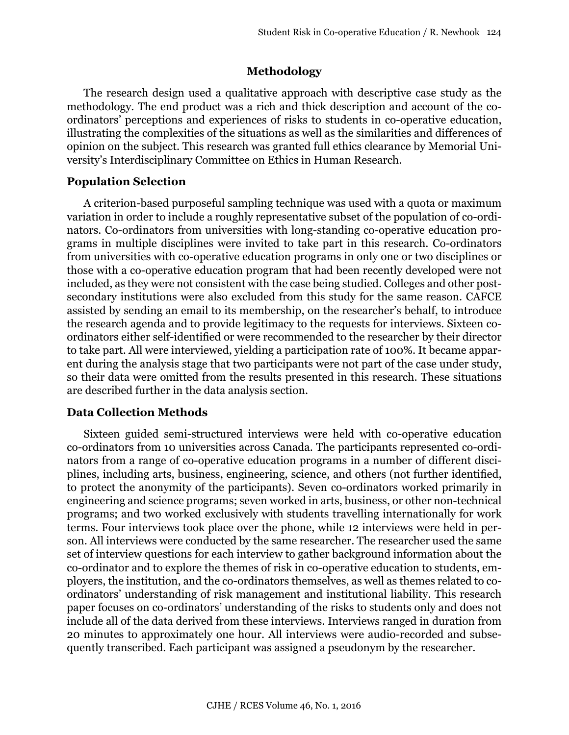## Methodology

The research design used a qualitative approach with descriptive case study as the methodology. The end product was a rich and thick description and account of the co-ordinators' perceptions and experiences of risks to students in co-operative education, illustrating the complexities of the situations as well as the similarities and differences of opinion on the subject. This research was granted full ethics clearance by Memorial University's Interdisciplinary Committee on Ethics in Human Research.

### Population Selection

A criterion-based purposeful sampling technique was used with a quota or maximum variation in order to include a roughly representative subset of the population of co-ordinators. Co-ordinators from universities with long-standing co-operative education programs in multiple disciplines were invited to take part in this research. Co-ordinators from universities with co-operative education programs in only one or two disciplines or those with a co-operative education program that had been recently developed were not included, as they were not consistent with the case being studied. Colleges and other post-secondary institutions were also excluded from this study for the same reason. CAFCE assisted by sending an email to its membership, on the researcher's behalf, to introduce the research agenda and to provide legitimacy to the requests for interviews. Sixteen co-ordinators either self-identified or were recommended to the researcher by their director to take part. All were interviewed, yielding a participation rate of 100%. It became apparent during the analysis stage that two participants were not part of the case under study, so their data were omitted from the results presented in this research. These situations are described further in the data analysis section.

### Data Collection Methods

Sixteen guided semi-structured interviews were held with co-operative education co-ordinators from 10 universities across Canada. The participants represented co-ordinators from a range of co-operative education programs in a number of different disciplines, including arts, business, engineering, science, and others (not further identified, to protect the anonymity of the participants). Seven co-ordinators worked primarily in engineering and science programs; seven worked in arts, business, or other non-technical programs; and two worked exclusively with students travelling internationally for work terms. Four interviews took place over the phone, while 12 interviews were held in person. All interviews were conducted by the same researcher. The researcher used the same set of interview questions for each interview to gather background information about the co-ordinator and to explore the themes of risk in co-operative education to students, employers, the institution, and the co-ordinators themselves, as well as themes related to co-ordinators' understanding of risk management and institutional liability. This research paper focuses on co-ordinators' understanding of the risks to students only and does not include all of the data derived from these interviews. Interviews ranged in duration from 20 minutes to approximately one hour. All interviews were audio-recorded and subsequently transcribed. Each participant was assigned a pseudonym by the researcher.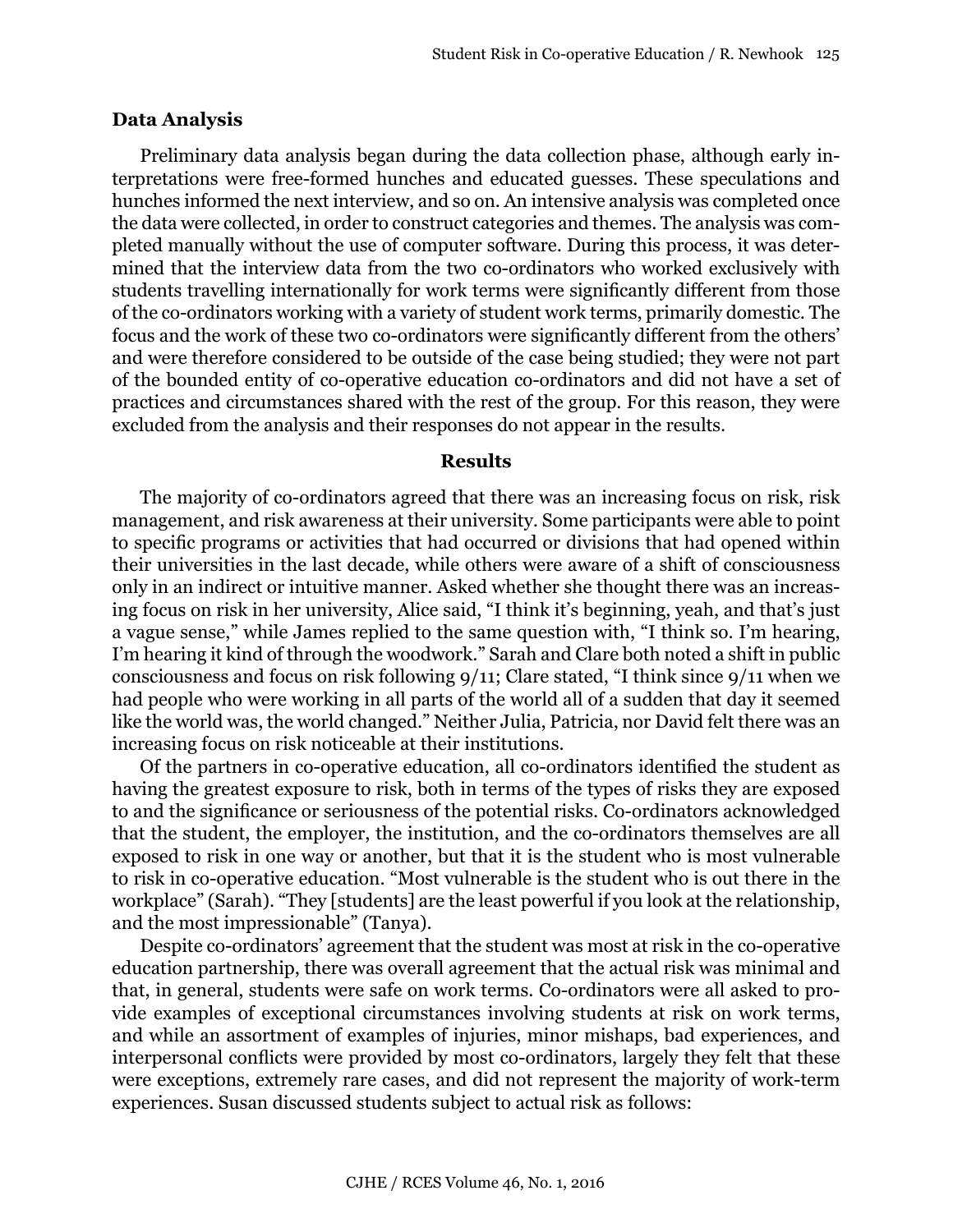### Data Analysis

Preliminary data analysis began during the data collection phase, although early interpretations were free-formed hunches and educated guesses. These speculations and hunches informed the next interview, and so on. An intensive analysis was completed once the data were collected, in order to construct categories and themes. The analysis was completed manually without the use of computer software. During this process, it was determined that the interview data from the two co-ordinators who worked exclusively with students travelling internationally for work terms were significantly different from those of the co-ordinators working with a variety of student work terms, primarily domestic. The focus and the work of these two co-ordinators were significantly different from the others' and were therefore considered to be outside of the case being studied; they were not part of the bounded entity of co-operative education co-ordinators and did not have a set of practices and circumstances shared with the rest of the group. For this reason, they were excluded from the analysis and their responses do not appear in the results.

## Results

The majority of co-ordinators agreed that there was an increasing focus on risk, risk management, and risk awareness at their university. Some participants were able to point to specific programs or activities that had occurred or divisions that had opened within their universities in the last decade, while others were aware of a shift of consciousness only in an indirect or intuitive manner. Asked whether she thought there was an increasing focus on risk in her university, Alice said, "I think it's beginning, yeah, and that's just a vague sense," while James replied to the same question with, "I think so. I'm hearing, I'm hearing it kind of through the woodwork." Sarah and Clare both noted a shift in public consciousness and focus on risk following 9/11; Clare stated, "I think since 9/11 when we had people who were working in all parts of the world all of a sudden that day it seemed like the world was, the world changed." Neither Julia, Patricia, nor David felt there was an increasing focus on risk noticeable at their institutions.

Of the partners in co-operative education, all co-ordinators identified the student as having the greatest exposure to risk, both in terms of the types of risks they are exposed to and the significance or seriousness of the potential risks. Co-ordinators acknowledged that the student, the employer, the institution, and the co-ordinators themselves are all exposed to risk in one way or another, but that it is the student who is most vulnerable to risk in co-operative education. "Most vulnerable is the student who is out there in the workplace" (Sarah). "They [students] are the least powerful if you look at the relationship, and the most impressionable" (Tanya).

Despite co-ordinators' agreement that the student was most at risk in the co-operative education partnership, there was overall agreement that the actual risk was minimal and that, in general, students were safe on work terms. Co-ordinators were all asked to provide examples of exceptional circumstances involving students at risk on work terms, and while an assortment of examples of injuries, minor mishaps, bad experiences, and interpersonal conflicts were provided by most co-ordinators, largely they felt that these were exceptions, extremely rare cases, and did not represent the majority of work-term experiences. Susan discussed students subject to actual risk as follows: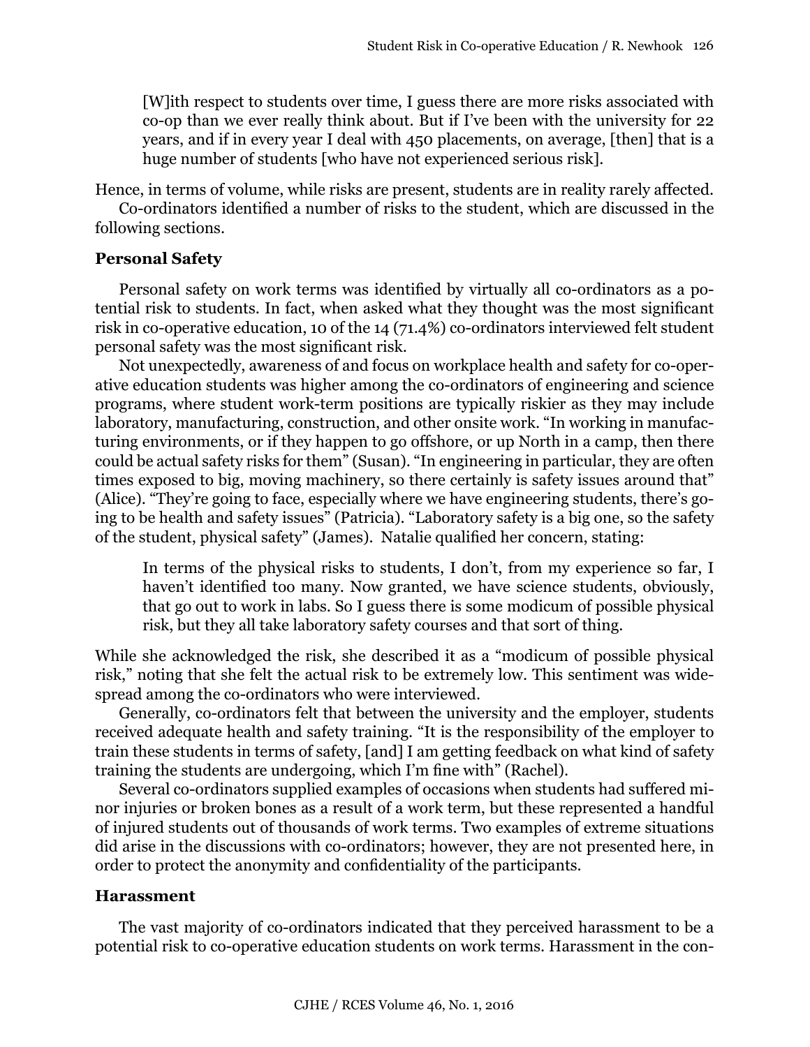> [W]ith respect to students over time, I guess there are more risks associated with co-op than we ever really think about. But if I've been with the university for 22 years, and if in every year I deal with 450 placements, on average, [then] that is a huge number of students [who have not experienced serious risk].

Hence, in terms of volume, while risks are present, students are in reality rarely affected.

Co-ordinators identified a number of risks to the student, which are discussed in the following sections.

### Personal Safety

Personal safety on work terms was identified by virtually all co-ordinators as a potential risk to students. In fact, when asked what they thought was the most significant risk in co-operative education, 10 of the 14 (71.4%) co-ordinators interviewed felt student personal safety was the most significant risk.

Not unexpectedly, awareness of and focus on workplace health and safety for co-operative education students was higher among the co-ordinators of engineering and science programs, where student work-term positions are typically riskier as they may include laboratory, manufacturing, construction, and other onsite work. "In working in manufacturing environments, or if they happen to go offshore, or up North in a camp, then there could be actual safety risks for them" (Susan). "In engineering in particular, they are often times exposed to big, moving machinery, so there certainly is safety issues around that" (Alice). "They're going to face, especially where we have engineering students, there's going to be health and safety issues" (Patricia). "Laboratory safety is a big one, so the safety of the student, physical safety" (James). Natalie qualified her concern, stating:

> In terms of the physical risks to students, I don't, from my experience so far, I haven't identified too many. Now granted, we have science students, obviously, that go out to work in labs. So I guess there is some modicum of possible physical risk, but they all take laboratory safety courses and that sort of thing.

While she acknowledged the risk, she described it as a "modicum of possible physical risk," noting that she felt the actual risk to be extremely low. This sentiment was widespread among the co-ordinators who were interviewed.

Generally, co-ordinators felt that between the university and the employer, students received adequate health and safety training. "It is the responsibility of the employer to train these students in terms of safety, [and] I am getting feedback on what kind of safety training the students are undergoing, which I'm fine with" (Rachel).

Several co-ordinators supplied examples of occasions when students had suffered minor injuries or broken bones as a result of a work term, but these represented a handful of injured students out of thousands of work terms. Two examples of extreme situations did arise in the discussions with co-ordinators; however, they are not presented here, in order to protect the anonymity and confidentiality of the participants.

### Harassment

The vast majority of co-ordinators indicated that they perceived harassment to be a potential risk to co-operative education students on work terms. Harassment in the con-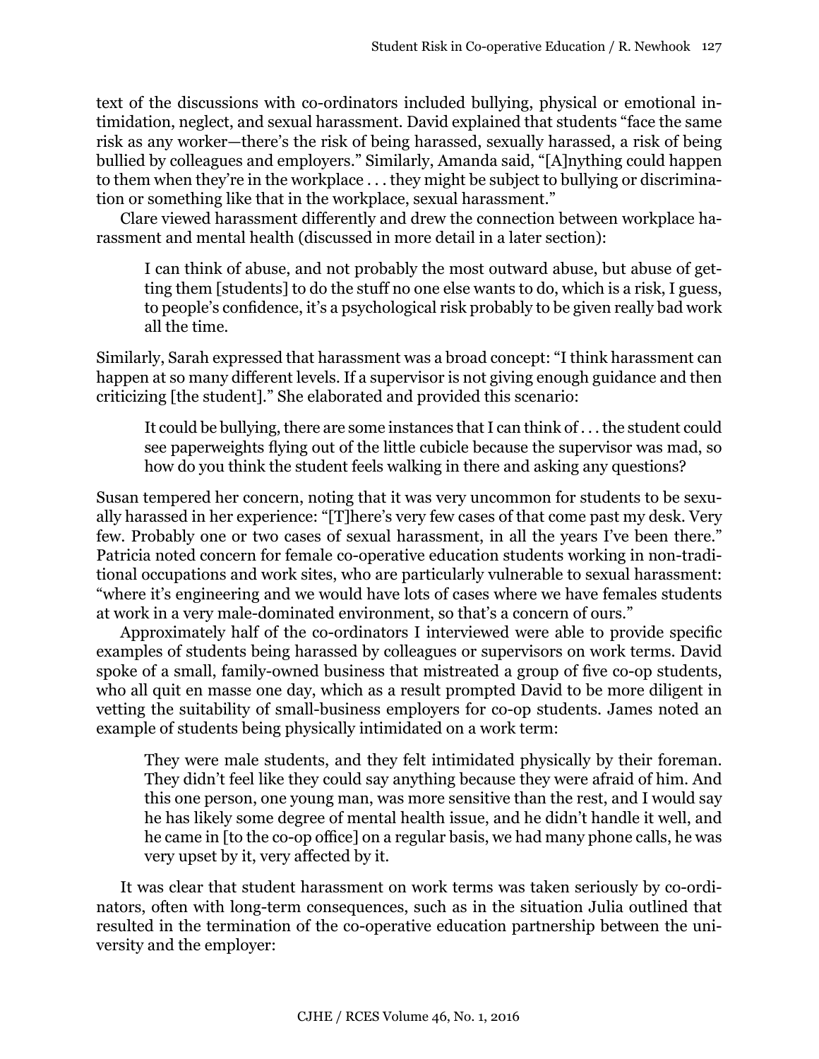text of the discussions with co-ordinators included bullying, physical or emotional intimidation, neglect, and sexual harassment. David explained that students "face the same risk as any worker—there's the risk of being harassed, sexually harassed, a risk of being bullied by colleagues and employers." Similarly, Amanda said, "[A]nything could happen to them when they're in the workplace . . . they might be subject to bullying or discrimination or something like that in the workplace, sexual harassment."

Clare viewed harassment differently and drew the connection between workplace harassment and mental health (discussed in more detail in a later section):

> I can think of abuse, and not probably the most outward abuse, but abuse of getting them [students] to do the stuff no one else wants to do, which is a risk, I guess, to people's confidence, it's a psychological risk probably to be given really bad work all the time.

Similarly, Sarah expressed that harassment was a broad concept: "I think harassment can happen at so many different levels. If a supervisor is not giving enough guidance and then criticizing [the student]." She elaborated and provided this scenario:

> It could be bullying, there are some instances that I can think of . . . the student could see paperweights flying out of the little cubicle because the supervisor was mad, so how do you think the student feels walking in there and asking any questions?

Susan tempered her concern, noting that it was very uncommon for students to be sexually harassed in her experience: "[T]here's very few cases of that come past my desk. Very few. Probably one or two cases of sexual harassment, in all the years I've been there." Patricia noted concern for female co-operative education students working in non-traditional occupations and work sites, who are particularly vulnerable to sexual harassment: "where it's engineering and we would have lots of cases where we have females students at work in a very male-dominated environment, so that's a concern of ours."

Approximately half of the co-ordinators I interviewed were able to provide specific examples of students being harassed by colleagues or supervisors on work terms. David spoke of a small, family-owned business that mistreated a group of five co-op students, who all quit en masse one day, which as a result prompted David to be more diligent in vetting the suitability of small-business employers for co-op students. James noted an example of students being physically intimidated on a work term:

> They were male students, and they felt intimidated physically by their foreman. They didn't feel like they could say anything because they were afraid of him. And this one person, one young man, was more sensitive than the rest, and I would say he has likely some degree of mental health issue, and he didn't handle it well, and he came in [to the co-op office] on a regular basis, we had many phone calls, he was very upset by it, very affected by it.

It was clear that student harassment on work terms was taken seriously by co-ordinators, often with long-term consequences, such as in the situation Julia outlined that resulted in the termination of the co-operative education partnership between the university and the employer: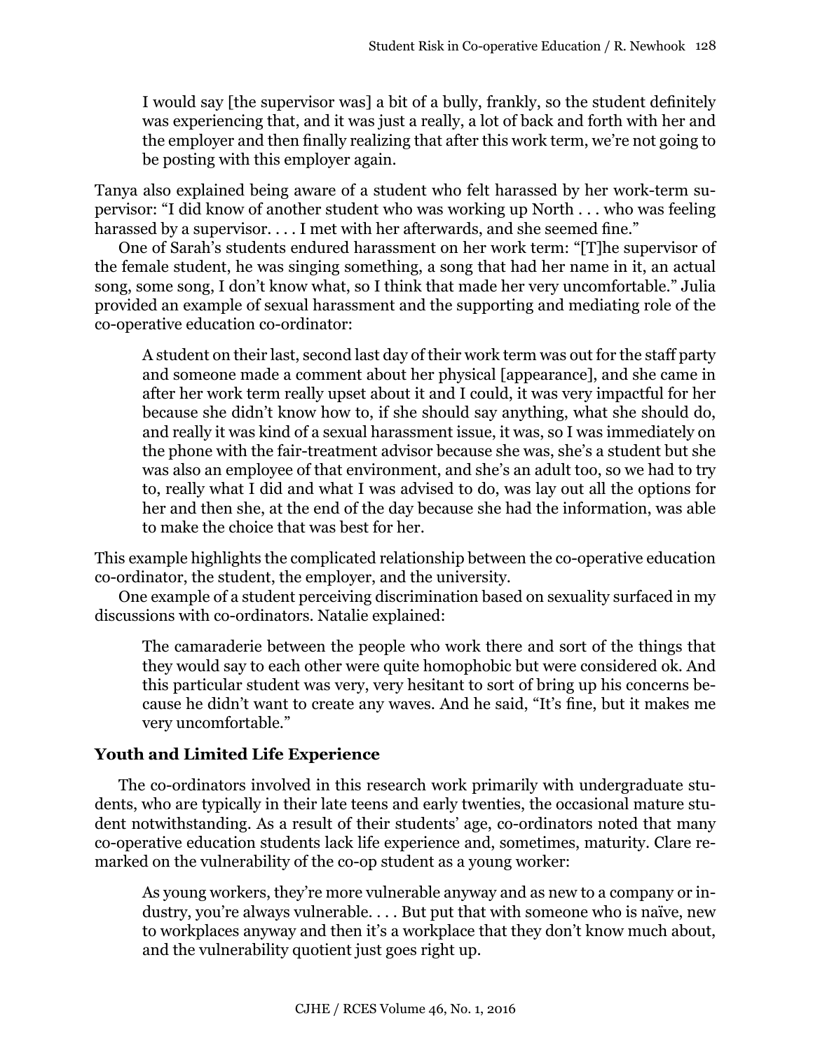> I would say [the supervisor was] a bit of a bully, frankly, so the student definitely was experiencing that, and it was just a really, a lot of back and forth with her and the employer and then finally realizing that after this work term, we're not going to be posting with this employer again.

Tanya also explained being aware of a student who felt harassed by her work-term supervisor: "I did know of another student who was working up North . . . who was feeling harassed by a supervisor. . . . I met with her afterwards, and she seemed fine."

One of Sarah's students endured harassment on her work term: "[T]he supervisor of the female student, he was singing something, a song that had her name in it, an actual song, some song, I don't know what, so I think that made her very uncomfortable." Julia provided an example of sexual harassment and the supporting and mediating role of the co-operative education co-ordinator:

> A student on their last, second last day of their work term was out for the staff party and someone made a comment about her physical [appearance], and she came in after her work term really upset about it and I could, it was very impactful for her because she didn't know how to, if she should say anything, what she should do, and really it was kind of a sexual harassment issue, it was, so I was immediately on the phone with the fair-treatment advisor because she was, she's a student but she was also an employee of that environment, and she's an adult too, so we had to try to, really what I did and what I was advised to do, was lay out all the options for her and then she, at the end of the day because she had the information, was able to make the choice that was best for her.

This example highlights the complicated relationship between the co-operative education co-ordinator, the student, the employer, and the university.

One example of a student perceiving discrimination based on sexuality surfaced in my discussions with co-ordinators. Natalie explained:

> The camaraderie between the people who work there and sort of the things that they would say to each other were quite homophobic but were considered ok. And this particular student was very, very hesitant to sort of bring up his concerns because he didn't want to create any waves. And he said, "It's fine, but it makes me very uncomfortable."

### Youth and Limited Life Experience

The co-ordinators involved in this research work primarily with undergraduate students, who are typically in their late teens and early twenties, the occasional mature student notwithstanding. As a result of their students' age, co-ordinators noted that many co-operative education students lack life experience and, sometimes, maturity. Clare remarked on the vulnerability of the co-op student as a young worker:

> As young workers, they're more vulnerable anyway and as new to a company or industry, you're always vulnerable. . . . But put that with someone who is naïve, new to workplaces anyway and then it's a workplace that they don't know much about, and the vulnerability quotient just goes right up.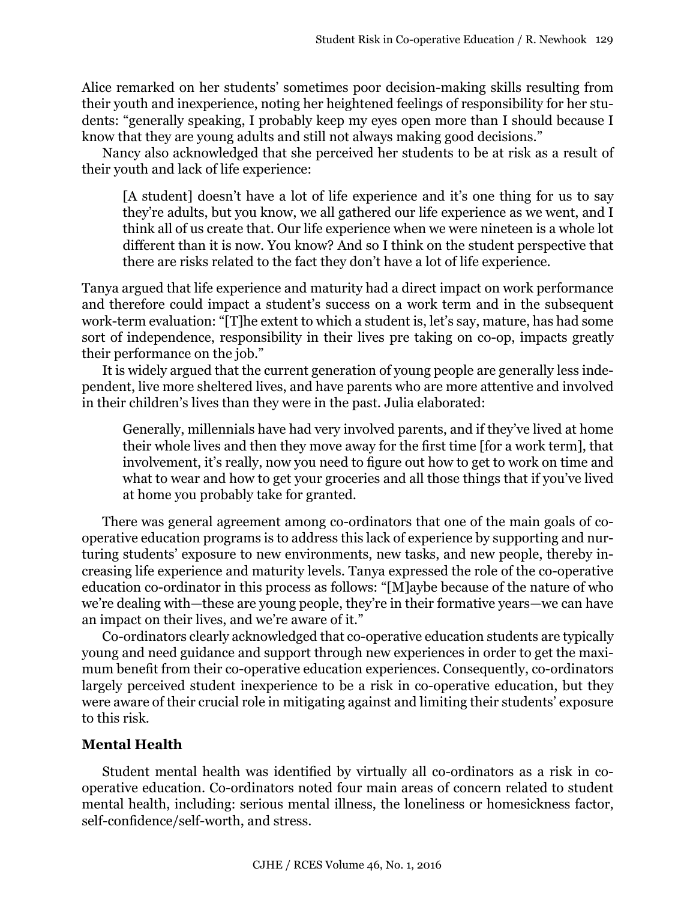Alice remarked on her students' sometimes poor decision-making skills resulting from their youth and inexperience, noting her heightened feelings of responsibility for her students: "generally speaking, I probably keep my eyes open more than I should because I know that they are young adults and still not always making good decisions."

Nancy also acknowledged that she perceived her students to be at risk as a result of their youth and lack of life experience:

> [A student] doesn't have a lot of life experience and it's one thing for us to say they're adults, but you know, we all gathered our life experience as we went, and I think all of us create that. Our life experience when we were nineteen is a whole lot different than it is now. You know? And so I think on the student perspective that there are risks related to the fact they don't have a lot of life experience.

Tanya argued that life experience and maturity had a direct impact on work performance and therefore could impact a student's success on a work term and in the subsequent work-term evaluation: "[T]he extent to which a student is, let's say, mature, has had some sort of independence, responsibility in their lives pre taking on co-op, impacts greatly their performance on the job."

It is widely argued that the current generation of young people are generally less independent, live more sheltered lives, and have parents who are more attentive and involved in their children's lives than they were in the past. Julia elaborated:

> Generally, millennials have had very involved parents, and if they've lived at home their whole lives and then they move away for the first time [for a work term], that involvement, it's really, now you need to figure out how to get to work on time and what to wear and how to get your groceries and all those things that if you've lived at home you probably take for granted.

There was general agreement among co-ordinators that one of the main goals of co-operative education programs is to address this lack of experience by supporting and nurturing students' exposure to new environments, new tasks, and new people, thereby increasing life experience and maturity levels. Tanya expressed the role of the co-operative education co-ordinator in this process as follows: "[M]aybe because of the nature of who we're dealing with—these are young people, they're in their formative years—we can have an impact on their lives, and we're aware of it."

Co-ordinators clearly acknowledged that co-operative education students are typically young and need guidance and support through new experiences in order to get the maximum benefit from their co-operative education experiences. Consequently, co-ordinators largely perceived student inexperience to be a risk in co-operative education, but they were aware of their crucial role in mitigating against and limiting their students' exposure to this risk.

## Mental Health

Student mental health was identified by virtually all co-ordinators as a risk in co-operative education. Co-ordinators noted four main areas of concern related to student mental health, including: serious mental illness, the loneliness or homesickness factor, self-confidence/self-worth, and stress.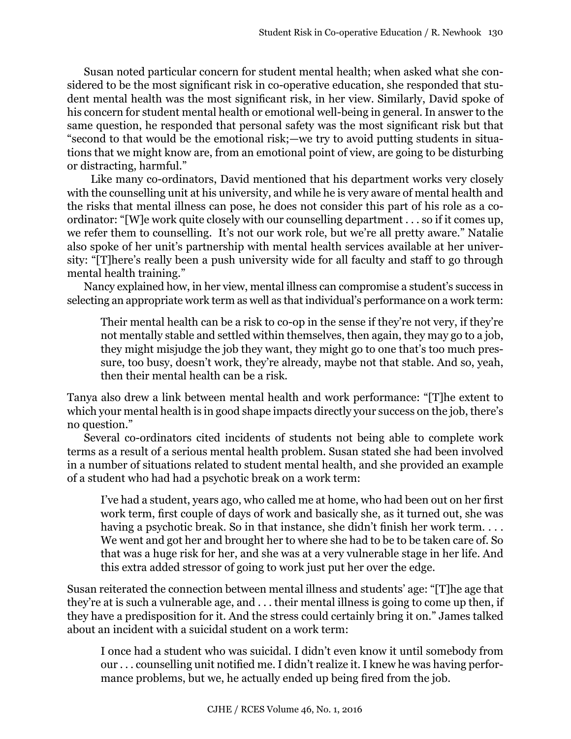Susan noted particular concern for student mental health; when asked what she considered to be the most significant risk in co-operative education, she responded that student mental health was the most significant risk, in her view. Similarly, David spoke of his concern for student mental health or emotional well-being in general. In answer to the same question, he responded that personal safety was the most significant risk but that "second to that would be the emotional risk;—we try to avoid putting students in situations that we might know are, from an emotional point of view, are going to be disturbing or distracting, harmful."

Like many co-ordinators, David mentioned that his department works very closely with the counselling unit at his university, and while he is very aware of mental health and the risks that mental illness can pose, he does not consider this part of his role as a co-ordinator: "[W]e work quite closely with our counselling department . . . so if it comes up, we refer them to counselling. It's not our work role, but we're all pretty aware." Natalie also spoke of her unit's partnership with mental health services available at her university: "[T]here's really been a push university wide for all faculty and staff to go through mental health training."

Nancy explained how, in her view, mental illness can compromise a student's success in selecting an appropriate work term as well as that individual's performance on a work term:

> Their mental health can be a risk to co-op in the sense if they're not very, if they're not mentally stable and settled within themselves, then again, they may go to a job, they might misjudge the job they want, they might go to one that's too much pressure, too busy, doesn't work, they're already, maybe not that stable. And so, yeah, then their mental health can be a risk.

Tanya also drew a link between mental health and work performance: "[T]he extent to which your mental health is in good shape impacts directly your success on the job, there's no question."

Several co-ordinators cited incidents of students not being able to complete work terms as a result of a serious mental health problem. Susan stated she had been involved in a number of situations related to student mental health, and she provided an example of a student who had had a psychotic break on a work term:

> I've had a student, years ago, who called me at home, who had been out on her first work term, first couple of days of work and basically she, as it turned out, she was having a psychotic break. So in that instance, she didn't finish her work term. . . . We went and got her and brought her to where she had to be to be taken care of. So that was a huge risk for her, and she was at a very vulnerable stage in her life. And this extra added stressor of going to work just put her over the edge.

Susan reiterated the connection between mental illness and students' age: "[T]he age that they're at is such a vulnerable age, and . . . their mental illness is going to come up then, if they have a predisposition for it. And the stress could certainly bring it on." James talked about an incident with a suicidal student on a work term:

> I once had a student who was suicidal. I didn't even know it until somebody from our . . . counselling unit notified me. I didn't realize it. I knew he was having performance problems, but we, he actually ended up being fired from the job.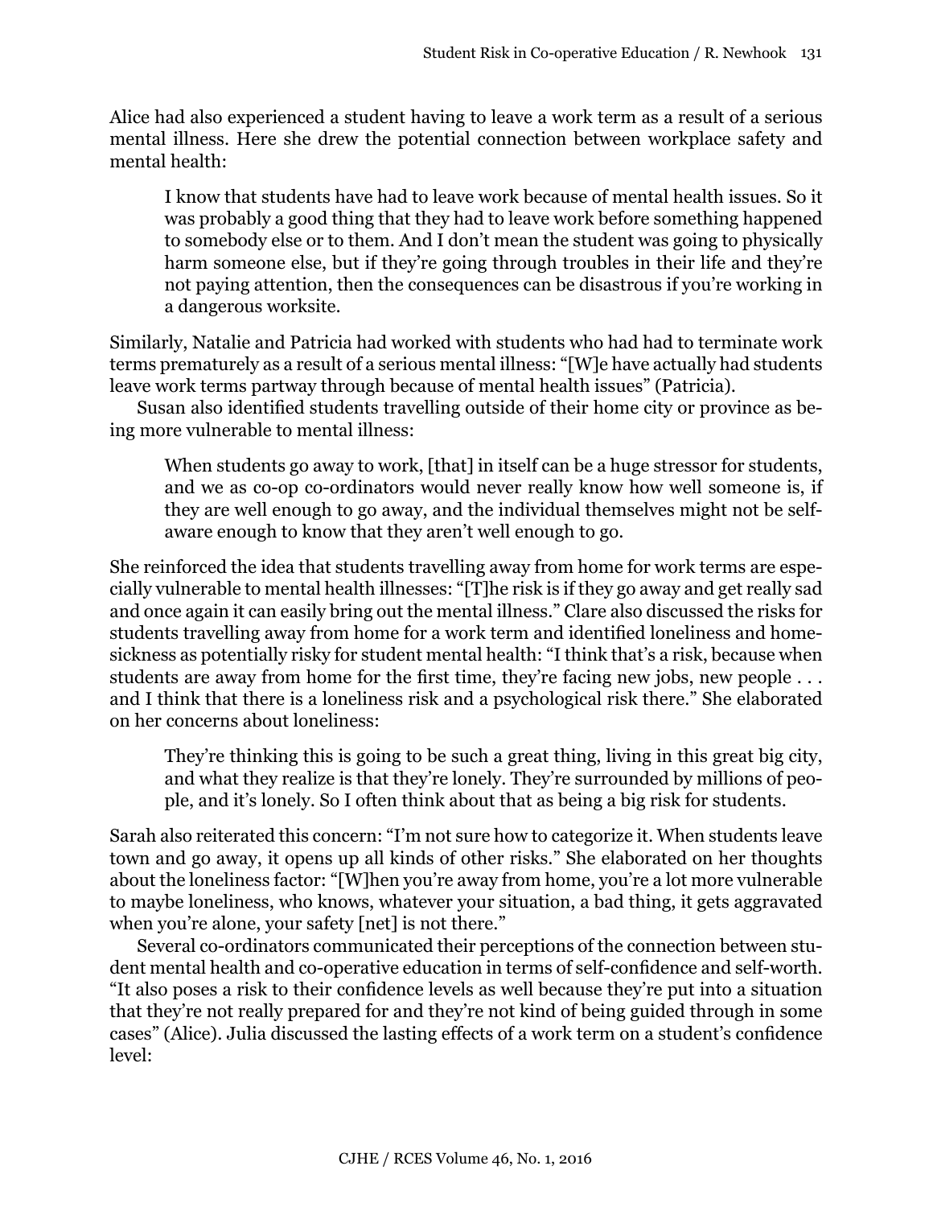Alice had also experienced a student having to leave a work term as a result of a serious mental illness. Here she drew the potential connection between workplace safety and mental health:

> I know that students have had to leave work because of mental health issues. So it was probably a good thing that they had to leave work before something happened to somebody else or to them. And I don't mean the student was going to physically harm someone else, but if they're going through troubles in their life and they're not paying attention, then the consequences can be disastrous if you're working in a dangerous worksite.

Similarly, Natalie and Patricia had worked with students who had had to terminate work terms prematurely as a result of a serious mental illness: "[W]e have actually had students leave work terms partway through because of mental health issues" (Patricia).

Susan also identified students travelling outside of their home city or province as being more vulnerable to mental illness:

> When students go away to work, [that] in itself can be a huge stressor for students, and we as co-op co-ordinators would never really know how well someone is, if they are well enough to go away, and the individual themselves might not be self-aware enough to know that they aren't well enough to go.

She reinforced the idea that students travelling away from home for work terms are especially vulnerable to mental health illnesses: "[T]he risk is if they go away and get really sad and once again it can easily bring out the mental illness." Clare also discussed the risks for students travelling away from home for a work term and identified loneliness and homesickness as potentially risky for student mental health: "I think that's a risk, because when students are away from home for the first time, they're facing new jobs, new people . . . and I think that there is a loneliness risk and a psychological risk there." She elaborated on her concerns about loneliness:

> They're thinking this is going to be such a great thing, living in this great big city, and what they realize is that they're lonely. They're surrounded by millions of people, and it's lonely. So I often think about that as being a big risk for students.

Sarah also reiterated this concern: "I'm not sure how to categorize it. When students leave town and go away, it opens up all kinds of other risks." She elaborated on her thoughts about the loneliness factor: "[W]hen you're away from home, you're a lot more vulnerable to maybe loneliness, who knows, whatever your situation, a bad thing, it gets aggravated when you're alone, your safety [net] is not there."

Several co-ordinators communicated their perceptions of the connection between student mental health and co-operative education in terms of self-confidence and self-worth. "It also poses a risk to their confidence levels as well because they're put into a situation that they're not really prepared for and they're not kind of being guided through in some cases" (Alice). Julia discussed the lasting effects of a work term on a student's confidence level: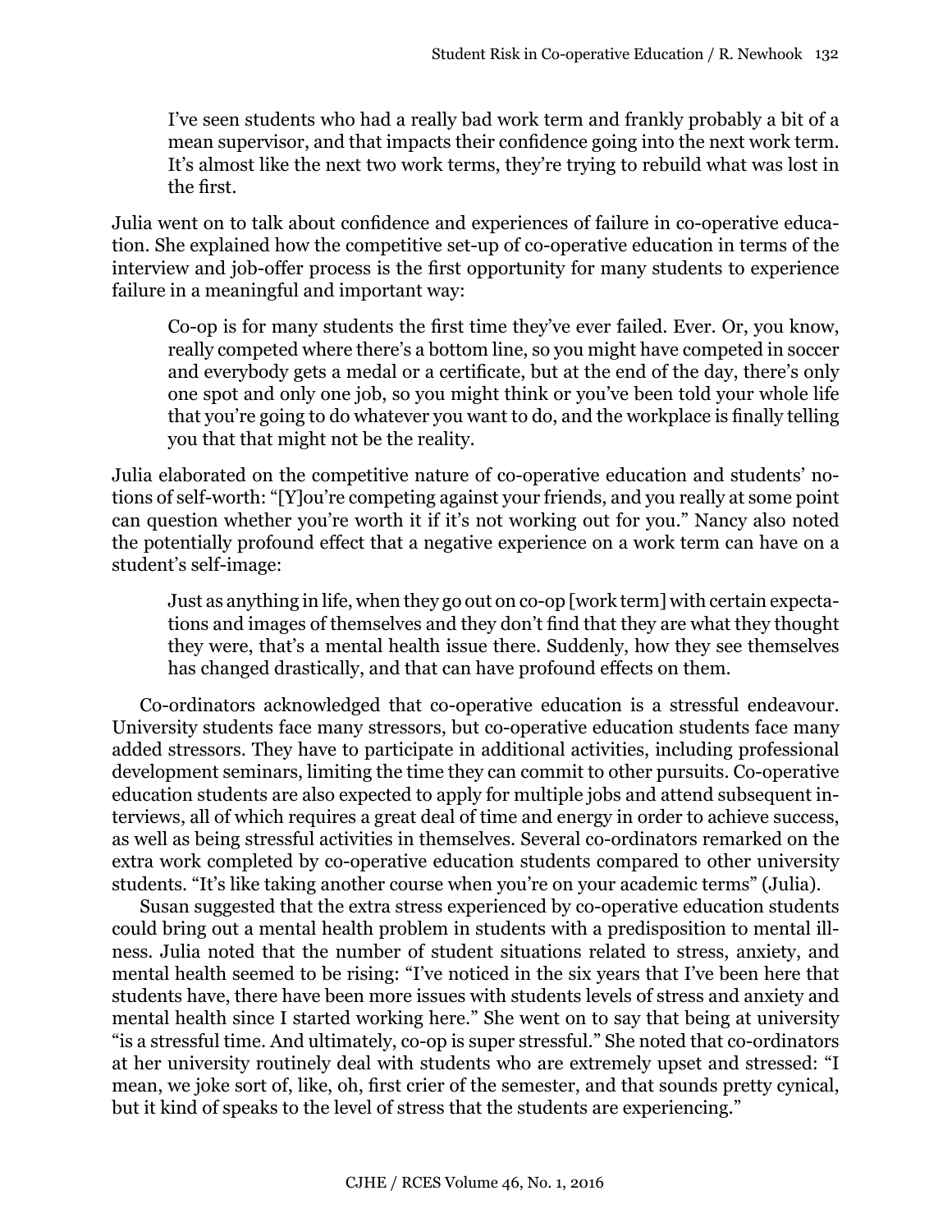> I've seen students who had a really bad work term and frankly probably a bit of a mean supervisor, and that impacts their confidence going into the next work term. It's almost like the next two work terms, they're trying to rebuild what was lost in the first.

Julia went on to talk about confidence and experiences of failure in co-operative education. She explained how the competitive set-up of co-operative education in terms of the interview and job-offer process is the first opportunity for many students to experience failure in a meaningful and important way:

> Co-op is for many students the first time they've ever failed. Ever. Or, you know, really competed where there's a bottom line, so you might have competed in soccer and everybody gets a medal or a certificate, but at the end of the day, there's only one spot and only one job, so you might think or you've been told your whole life that you're going to do whatever you want to do, and the workplace is finally telling you that that might not be the reality.

Julia elaborated on the competitive nature of co-operative education and students' notions of self-worth: "[Y]ou're competing against your friends, and you really at some point can question whether you're worth it if it's not working out for you." Nancy also noted the potentially profound effect that a negative experience on a work term can have on a student's self-image:

> Just as anything in life, when they go out on co-op [work term] with certain expectations and images of themselves and they don't find that they are what they thought they were, that's a mental health issue there. Suddenly, how they see themselves has changed drastically, and that can have profound effects on them.

Co-ordinators acknowledged that co-operative education is a stressful endeavour. University students face many stressors, but co-operative education students face many added stressors. They have to participate in additional activities, including professional development seminars, limiting the time they can commit to other pursuits. Co-operative education students are also expected to apply for multiple jobs and attend subsequent interviews, all of which requires a great deal of time and energy in order to achieve success, as well as being stressful activities in themselves. Several co-ordinators remarked on the extra work completed by co-operative education students compared to other university students. "It's like taking another course when you're on your academic terms" (Julia).

Susan suggested that the extra stress experienced by co-operative education students could bring out a mental health problem in students with a predisposition to mental illness. Julia noted that the number of student situations related to stress, anxiety, and mental health seemed to be rising: "I've noticed in the six years that I've been here that students have, there have been more issues with students levels of stress and anxiety and mental health since I started working here." She went on to say that being at university "is a stressful time. And ultimately, co-op is super stressful." She noted that co-ordinators at her university routinely deal with students who are extremely upset and stressed: "I mean, we joke sort of, like, oh, first crier of the semester, and that sounds pretty cynical, but it kind of speaks to the level of stress that the students are experiencing."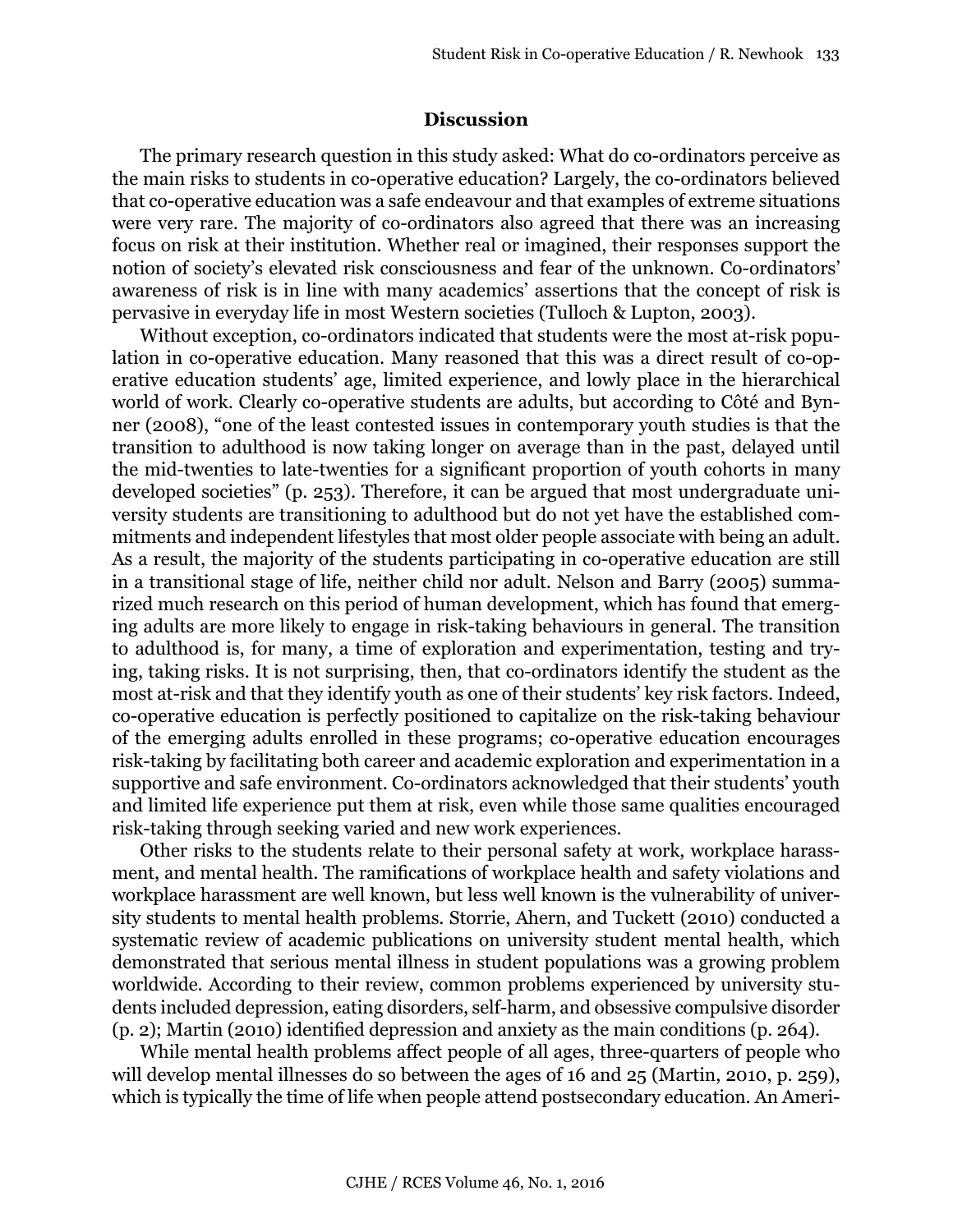## Discussion

The primary research question in this study asked: What do co-ordinators perceive as the main risks to students in co-operative education? Largely, the co-ordinators believed that co-operative education was a safe endeavour and that examples of extreme situations were very rare. The majority of co-ordinators also agreed that there was an increasing focus on risk at their institution. Whether real or imagined, their responses support the notion of society's elevated risk consciousness and fear of the unknown. Co-ordinators' awareness of risk is in line with many academics' assertions that the concept of risk is pervasive in everyday life in most Western societies (Tulloch & Lupton, 2003).

Without exception, co-ordinators indicated that students were the most at-risk population in co-operative education. Many reasoned that this was a direct result of co-operative education students' age, limited experience, and lowly place in the hierarchical world of work. Clearly co-operative students are adults, but according to Côté and Bynner (2008), "one of the least contested issues in contemporary youth studies is that the transition to adulthood is now taking longer on average than in the past, delayed until the mid-twenties to late-twenties for a significant proportion of youth cohorts in many developed societies" (p. 253). Therefore, it can be argued that most undergraduate university students are transitioning to adulthood but do not yet have the established commitments and independent lifestyles that most older people associate with being an adult. As a result, the majority of the students participating in co-operative education are still in a transitional stage of life, neither child nor adult. Nelson and Barry (2005) summarized much research on this period of human development, which has found that emerging adults are more likely to engage in risk-taking behaviours in general. The transition to adulthood is, for many, a time of exploration and experimentation, testing and trying, taking risks. It is not surprising, then, that co-ordinators identify the student as the most at-risk and that they identify youth as one of their students' key risk factors. Indeed, co-operative education is perfectly positioned to capitalize on the risk-taking behaviour of the emerging adults enrolled in these programs; co-operative education encourages risk-taking by facilitating both career and academic exploration and experimentation in a supportive and safe environment. Co-ordinators acknowledged that their students' youth and limited life experience put them at risk, even while those same qualities encouraged risk-taking through seeking varied and new work experiences.

Other risks to the students relate to their personal safety at work, workplace harassment, and mental health. The ramifications of workplace health and safety violations and workplace harassment are well known, but less well known is the vulnerability of university students to mental health problems. Storrie, Ahern, and Tuckett (2010) conducted a systematic review of academic publications on university student mental health, which demonstrated that serious mental illness in student populations was a growing problem worldwide. According to their review, common problems experienced by university students included depression, eating disorders, self-harm, and obsessive compulsive disorder (p. 2); Martin (2010) identified depression and anxiety as the main conditions (p. 264).

While mental health problems affect people of all ages, three-quarters of people who will develop mental illnesses do so between the ages of 16 and 25 (Martin, 2010, p. 259), which is typically the time of life when people attend postsecondary education. An Ameri-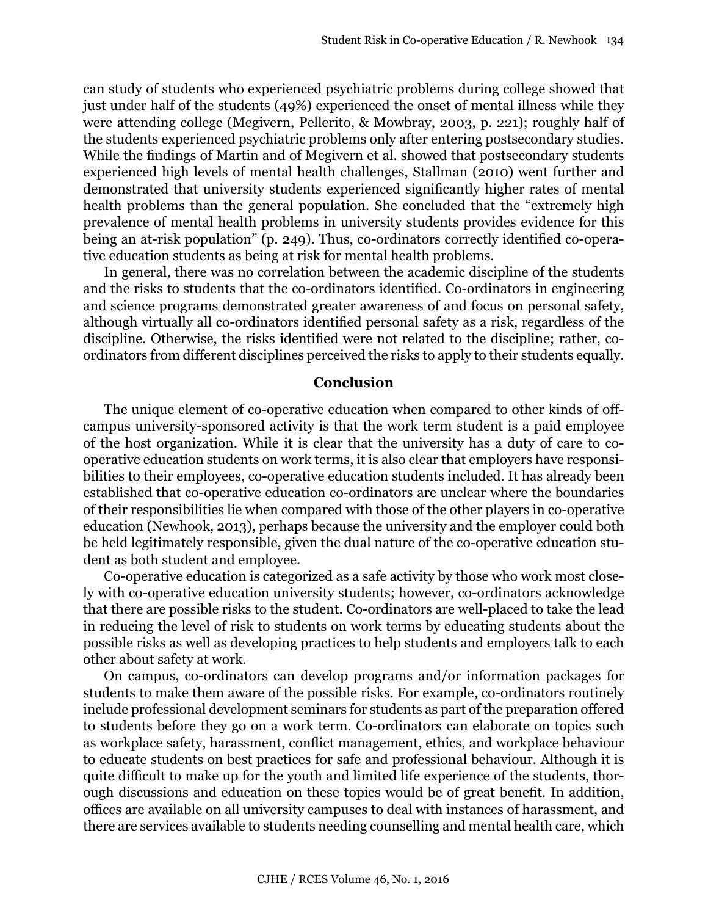can study of students who experienced psychiatric problems during college showed that just under half of the students (49%) experienced the onset of mental illness while they were attending college (Megivern, Pellerito, & Mowbray, 2003, p. 221); roughly half of the students experienced psychiatric problems only after entering postsecondary studies. While the findings of Martin and of Megivern et al. showed that postsecondary students experienced high levels of mental health challenges, Stallman (2010) went further and demonstrated that university students experienced significantly higher rates of mental health problems than the general population. She concluded that the "extremely high prevalence of mental health problems in university students provides evidence for this being an at-risk population" (p. 249). Thus, co-ordinators correctly identified co-operative education students as being at risk for mental health problems.

In general, there was no correlation between the academic discipline of the students and the risks to students that the co-ordinators identified. Co-ordinators in engineering and science programs demonstrated greater awareness of and focus on personal safety, although virtually all co-ordinators identified personal safety as a risk, regardless of the discipline. Otherwise, the risks identified were not related to the discipline; rather, co-ordinators from different disciplines perceived the risks to apply to their students equally.

## Conclusion

The unique element of co-operative education when compared to other kinds of off-campus university-sponsored activity is that the work term student is a paid employee of the host organization. While it is clear that the university has a duty of care to co-operative education students on work terms, it is also clear that employers have responsibilities to their employees, co-operative education students included. It has already been established that co-operative education co-ordinators are unclear where the boundaries of their responsibilities lie when compared with those of the other players in co-operative education (Newhook, 2013), perhaps because the university and the employer could both be held legitimately responsible, given the dual nature of the co-operative education student as both student and employee.

Co-operative education is categorized as a safe activity by those who work most closely with co-operative education university students; however, co-ordinators acknowledge that there are possible risks to the student. Co-ordinators are well-placed to take the lead in reducing the level of risk to students on work terms by educating students about the possible risks as well as developing practices to help students and employers talk to each other about safety at work.

On campus, co-ordinators can develop programs and/or information packages for students to make them aware of the possible risks. For example, co-ordinators routinely include professional development seminars for students as part of the preparation offered to students before they go on a work term. Co-ordinators can elaborate on topics such as workplace safety, harassment, conflict management, ethics, and workplace behaviour to educate students on best practices for safe and professional behaviour. Although it is quite difficult to make up for the youth and limited life experience of the students, thorough discussions and education on these topics would be of great benefit. In addition, offices are available on all university campuses to deal with instances of harassment, and there are services available to students needing counselling and mental health care, which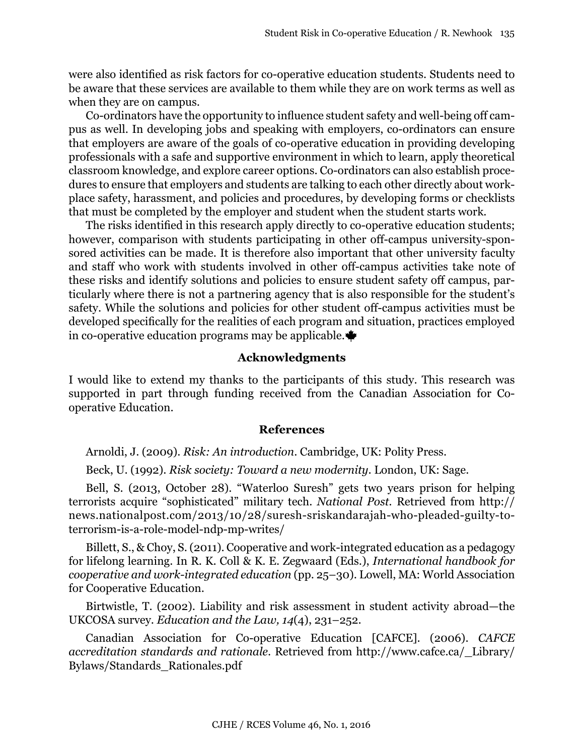were also identified as risk factors for co-operative education students. Students need to be aware that these services are available to them while they are on work terms as well as when they are on campus.

Co-ordinators have the opportunity to influence student safety and well-being off campus as well. In developing jobs and speaking with employers, co-ordinators can ensure that employers are aware of the goals of co-operative education in providing developing professionals with a safe and supportive environment in which to learn, apply theoretical classroom knowledge, and explore career options. Co-ordinators can also establish procedures to ensure that employers and students are talking to each other directly about workplace safety, harassment, and policies and procedures, by developing forms or checklists that must be completed by the employer and student when the student starts work.

The risks identified in this research apply directly to co-operative education students; however, comparison with students participating in other off-campus university-sponsored activities can be made. It is therefore also important that other university faculty and staff who work with students involved in other off-campus activities take note of these risks and identify solutions and policies to ensure student safety off campus, particularly where there is not a partnering agency that is also responsible for the student's safety. While the solutions and policies for other student off-campus activities must be developed specifically for the realities of each program and situation, practices employed in co-operative education programs may be applicable.

## Acknowledgments

I would like to extend my thanks to the participants of this study. This research was supported in part through funding received from the Canadian Association for Co-operative Education.

## References

Arnoldi, J. (2009). *Risk: An introduction*. Cambridge, UK: Polity Press.

Beck, U. (1992). *Risk society: Toward a new modernity*. London, UK: Sage.

Bell, S. (2013, October 28). "Waterloo Suresh" gets two years prison for helping terrorists acquire "sophisticated" military tech. *National Post*. Retrieved from http://news.nationalpost.com/2013/10/28/suresh-sriskandarajah-who-pleaded-guilty-to-terrorism-is-a-role-model-ndp-mp-writes/

Billett, S., & Choy, S. (2011). Cooperative and work-integrated education as a pedagogy for lifelong learning. In R. K. Coll & K. E. Zegwaard (Eds.), *International handbook for cooperative and work-integrated education* (pp. 25–30). Lowell, MA: World Association for Cooperative Education.

Birtwistle, T. (2002). Liability and risk assessment in student activity abroad—the UKCOSA survey. *Education and the Law, 14*(4), 231–252.

Canadian Association for Co-operative Education [CAFCE]. (2006). *CAFCE accreditation standards and rationale*. Retrieved from http://www.cafce.ca/_Library/Bylaws/Standards_Rationales.pdf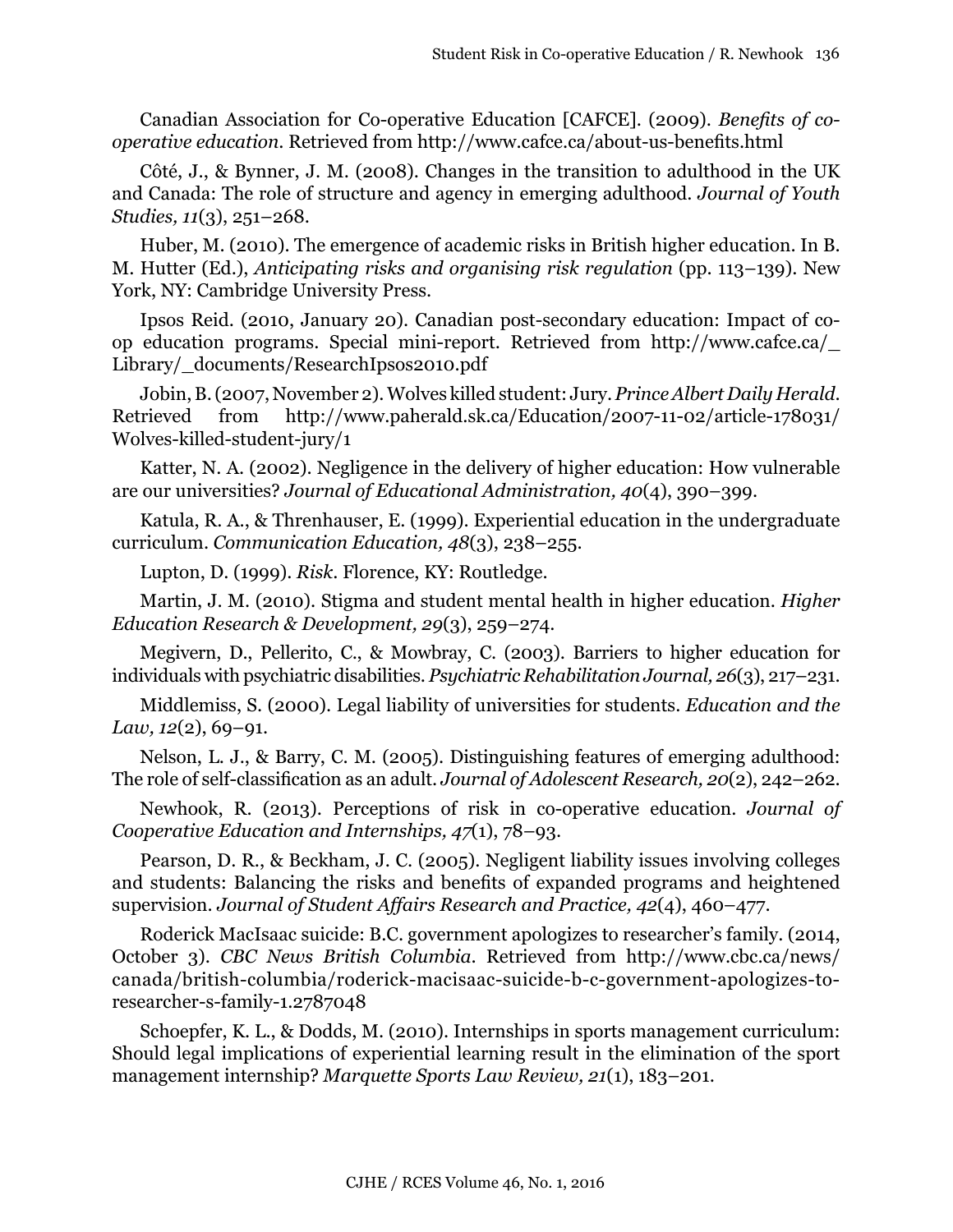Canadian Association for Co-operative Education [CAFCE]. (2009). *Benefits of co-operative education*. Retrieved from http://www.cafce.ca/about-us-benefits.html

Côté, J., & Bynner, J. M. (2008). Changes in the transition to adulthood in the UK and Canada: The role of structure and agency in emerging adulthood. *Journal of Youth Studies, 11*(3), 251–268.

Huber, M. (2010). The emergence of academic risks in British higher education. In B. M. Hutter (Ed.), *Anticipating risks and organising risk regulation* (pp. 113–139). New York, NY: Cambridge University Press.

Ipsos Reid. (2010, January 20). Canadian post-secondary education: Impact of co-op education programs. Special mini-report. Retrieved from http://www.cafce.ca/_Library/_documents/ResearchIpsos2010.pdf

Jobin, B. (2007, November 2). Wolves killed student: Jury. *Prince Albert Daily Herald*. Retrieved from http://www.paherald.sk.ca/Education/2007-11-02/article-178031/Wolves-killed-student-jury/1

Katter, N. A. (2002). Negligence in the delivery of higher education: How vulnerable are our universities? *Journal of Educational Administration, 40*(4), 390–399.

Katula, R. A., & Threnhauser, E. (1999). Experiential education in the undergraduate curriculum. *Communication Education, 48*(3), 238–255.

Lupton, D. (1999). *Risk*. Florence, KY: Routledge.

Martin, J. M. (2010). Stigma and student mental health in higher education. *Higher Education Research & Development, 29*(3), 259–274.

Megivern, D., Pellerito, C., & Mowbray, C. (2003). Barriers to higher education for individuals with psychiatric disabilities. *Psychiatric Rehabilitation Journal, 26*(3), 217–231.

Middlemiss, S. (2000). Legal liability of universities for students. *Education and the Law, 12*(2), 69–91.

Nelson, L. J., & Barry, C. M. (2005). Distinguishing features of emerging adulthood: The role of self-classification as an adult. *Journal of Adolescent Research, 20*(2), 242–262.

Newhook, R. (2013). Perceptions of risk in co-operative education. *Journal of Cooperative Education and Internships, 47*(1), 78–93.

Pearson, D. R., & Beckham, J. C. (2005). Negligent liability issues involving colleges and students: Balancing the risks and benefits of expanded programs and heightened supervision. *Journal of Student Affairs Research and Practice, 42*(4), 460–477.

Roderick MacIsaac suicide: B.C. government apologizes to researcher's family. (2014, October 3). *CBC News British Columbia*. Retrieved from http://www.cbc.ca/news/canada/british-columbia/roderick-macisaac-suicide-b-c-government-apologizes-to-researcher-s-family-1.2787048

Schoepfer, K. L., & Dodds, M. (2010). Internships in sports management curriculum: Should legal implications of experiential learning result in the elimination of the sport management internship? *Marquette Sports Law Review, 21*(1), 183–201.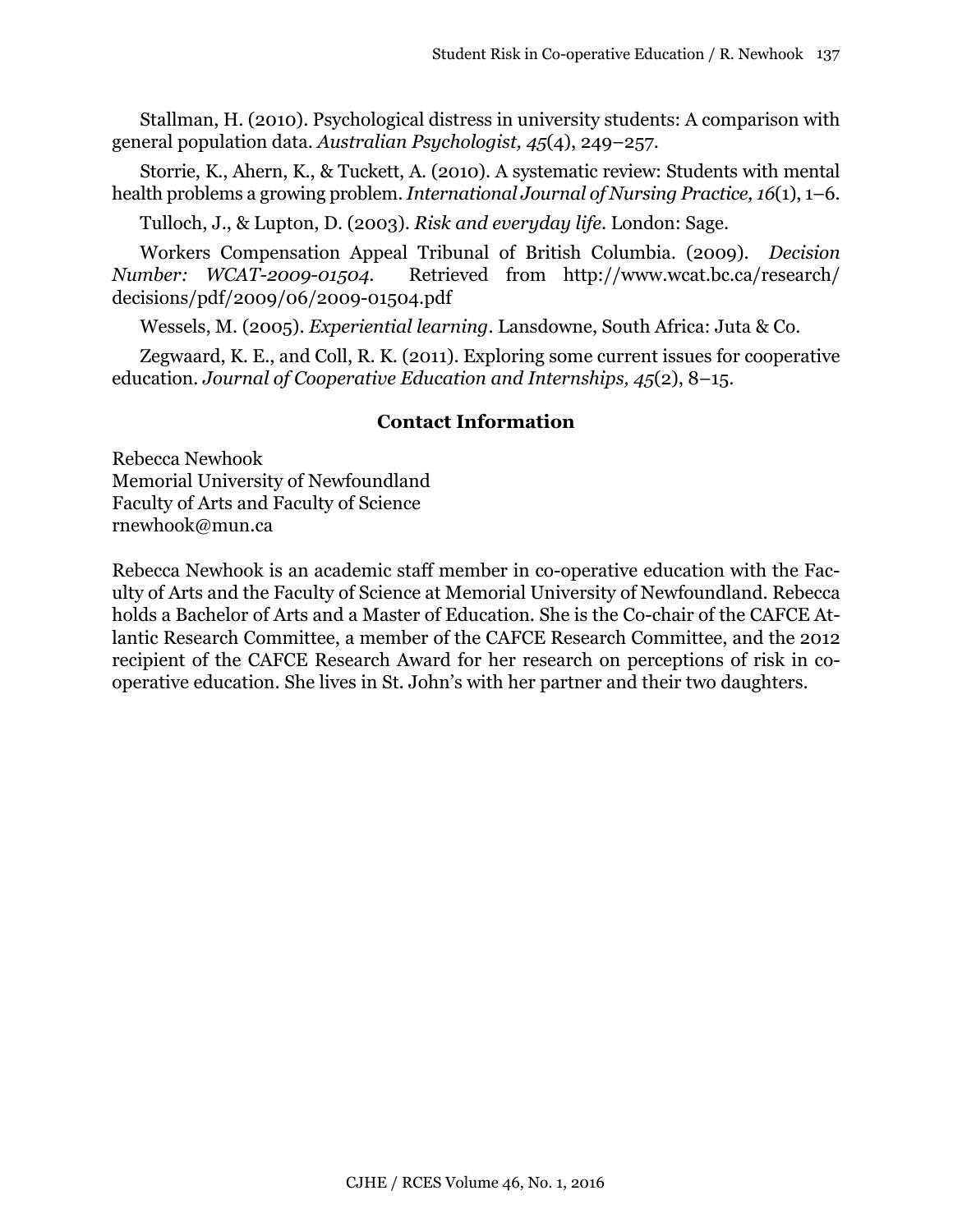Stallman, H. (2010). Psychological distress in university students: A comparison with general population data. *Australian Psychologist, 45*(4), 249–257.

Storrie, K., Ahern, K., & Tuckett, A. (2010). A systematic review: Students with mental health problems a growing problem. *International Journal of Nursing Practice, 16*(1), 1–6.

Tulloch, J., & Lupton, D. (2003). *Risk and everyday life*. London: Sage.

Workers Compensation Appeal Tribunal of British Columbia. (2009). *Decision Number: WCAT-2009-01504.* Retrieved from http://www.wcat.bc.ca/research/decisions/pdf/2009/06/2009-01504.pdf

Wessels, M. (2005). *Experiential learning*. Lansdowne, South Africa: Juta & Co.

Zegwaard, K. E., and Coll, R. K. (2011). Exploring some current issues for cooperative education. *Journal of Cooperative Education and Internships, 45*(2), 8–15.

## Contact Information

Rebecca Newhook
Memorial University of Newfoundland
Faculty of Arts and Faculty of Science
rnewhook@mun.ca

Rebecca Newhook is an academic staff member in co-operative education with the Faculty of Arts and the Faculty of Science at Memorial University of Newfoundland. Rebecca holds a Bachelor of Arts and a Master of Education. She is the Co-chair of the CAFCE Atlantic Research Committee, a member of the CAFCE Research Committee, and the 2012 recipient of the CAFCE Research Award for her research on perceptions of risk in co-operative education. She lives in St. John's with her partner and their two daughters.